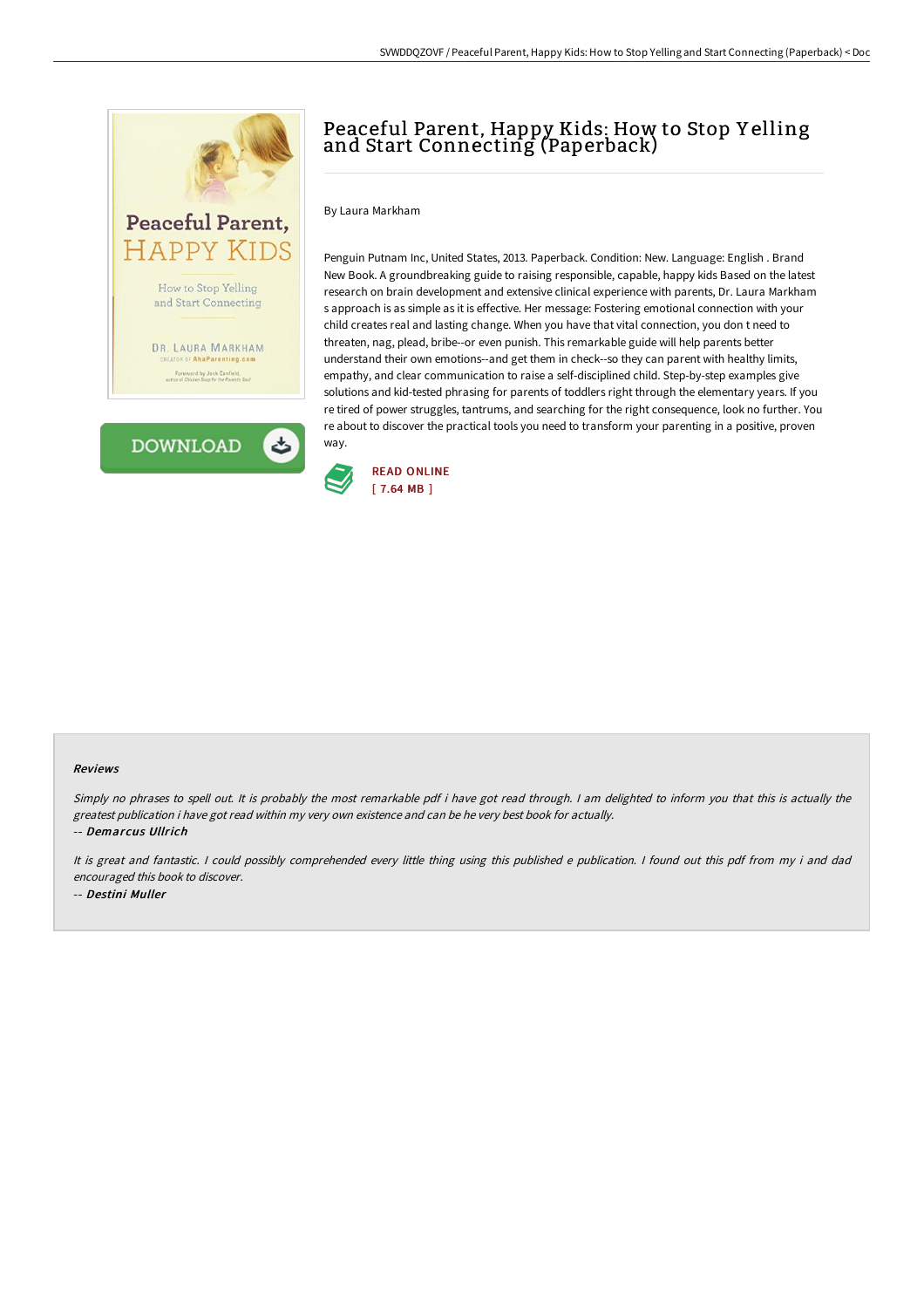# Peaceful Parent, Happy Kids: How to Stop Yelling and Start Connecting (Paperback)

By Laura Markham

Penguin Putnam Inc, United States, 2013. Paperback. Condition: New. Language: English . Brand New Book. A groundbreaking guide to raising responsible, capable, happy kids Based on the latest research on brain development and extensive clinical experience with parents, Dr. Laura Markham s approach is as simple as it is effective. Her message: Fostering emotional connection with your child creates real and lasting change. When you have that vital connection, you don t need to threaten, nag, plead, bribe--or even punish. This remarkable guide will help parents better understand their own emotions--and get them in check--so they can parent with healthy limits, empathy, and clear communication to raise a self-disciplined child. Step-by-step examples give solutions and kid-tested phrasing for parents of toddlers right through the elementary years. If you re tired of power struggles, tantrums, and searching for the right consequence, look no further. You re about to discover the practical tools you need to transform your parenting in a positive, proven way.

READ ONLINE
[ 7.64 MB ]

### Reviews

*Simply no phrases to spell out. It is probably the most remarkable pdf i have got read through. I am delighted to inform you that this is actually the greatest publication i have got read within my very own existence and can be he very best book for actually.*

-- ***Demarcus Ullrich***

*It is great and fantastic. I could possibly comprehended every little thing using this published e publication. I found out this pdf from my i and dad encouraged this book to discover.*

-- ***Destini Muller***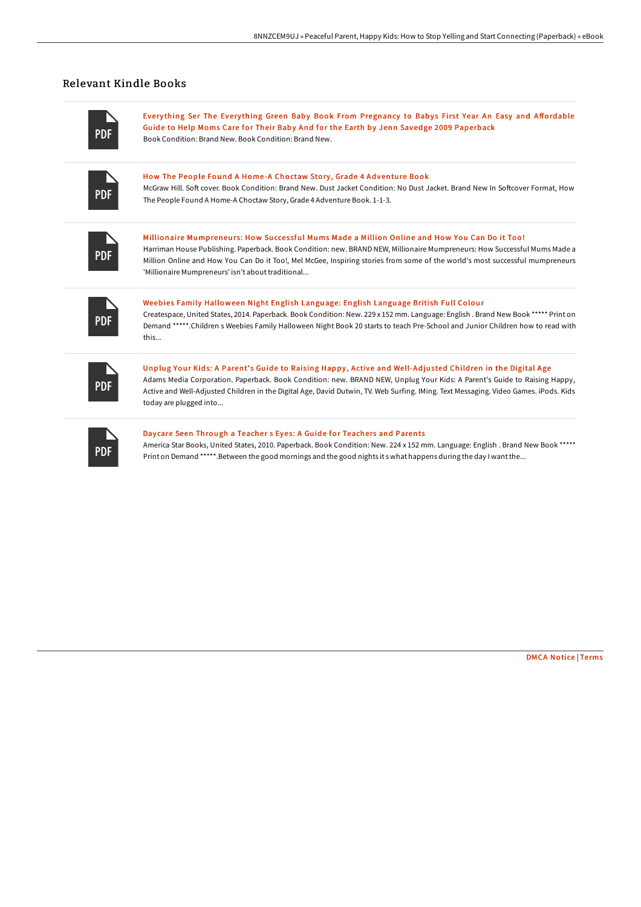## Relevant Kindle Books

PDF

**Everything Ser The Everything Green Baby Book From Pregnancy to Babys First Year An Easy and Affordable Guide to Help Moms Care for Their Baby And for the Earth by Jenn Savedge 2009 Paperback**

Book Condition: Brand New. Book Condition: Brand New.

PDF

**How The People Found A Home-A Choctaw Story, Grade 4 Adventure Book**

McGraw Hill. Soft cover. Book Condition: Brand New. Dust Jacket Condition: No Dust Jacket. Brand New In Softcover Format, How The People Found A Home-A Choctaw Story, Grade 4 Adventure Book. 1-1-3.

PDF

**Millionaire Mumpreneurs: How Successful Mums Made a Million Online and How You Can Do it Too!**

Harriman House Publishing. Paperback. Book Condition: new. BRAND NEW, Millionaire Mumpreneurs: How Successful Mums Made a Million Online and How You Can Do it Too!, Mel McGee, Inspiring stories from some of the world's most successful mumpreneurs 'Millionaire Mumpreneurs' isn't about traditional...

PDF

**Weebies Family Halloween Night English Language: English Language British Full Colour**

Createspace, United States, 2014. Paperback. Book Condition: New. 229 x 152 mm. Language: English . Brand New Book ***** Print on Demand *****.Children s Weebies Family Halloween Night Book 20 starts to teach Pre-School and Junior Children how to read with this...

PDF

**Unplug Your Kids: A Parent's Guide to Raising Happy, Active and Well-Adjusted Children in the Digital Age**

Adams Media Corporation. Paperback. Book Condition: new. BRAND NEW, Unplug Your Kids: A Parent's Guide to Raising Happy, Active and Well-Adjusted Children in the Digital Age, David Dutwin, TV. Web Surfing. IMing. Text Messaging. Video Games. iPods. Kids today are plugged into...

PDF

**Daycare Seen Through a Teacher s Eyes: A Guide for Teachers and Parents**

America Star Books, United States, 2010. Paperback. Book Condition: New. 224 x 152 mm. Language: English . Brand New Book ***** Print on Demand *****.Between the good mornings and the good nights it s what happens during the day I want the...

DMCA Notice | Terms